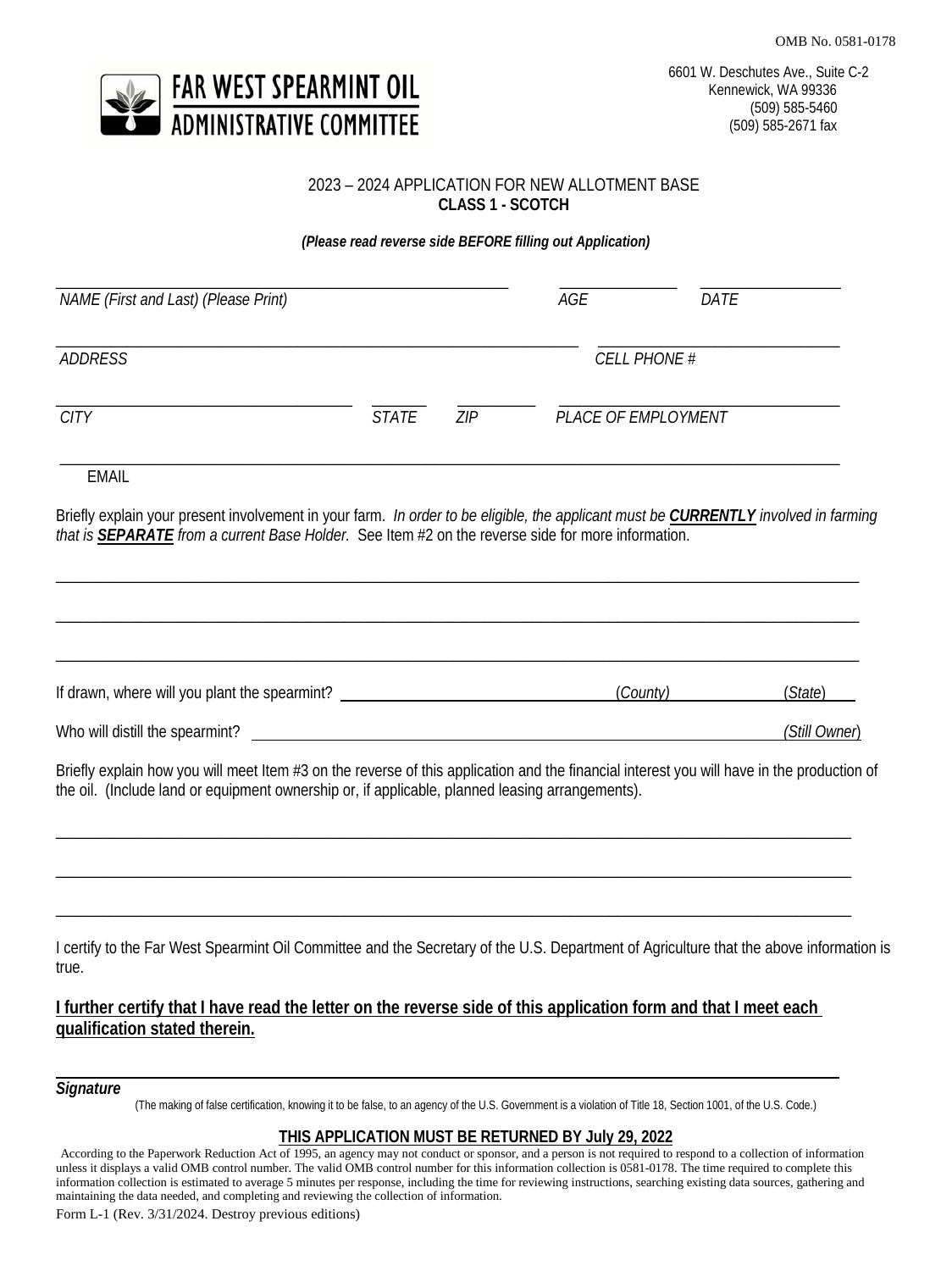OMB No. 0581-0178

**FAR WEST SPEARMINT OIL ADMINISTRATIVE COMMITTEE**

6601 W. Deschutes Ave., Suite C-2
Kennewick, WA 99336
(509) 585-5460
(509) 585-2671 fax

## 2023 – 2024 APPLICATION FOR NEW ALLOTMENT BASE
## CLASS 1 - SCOTCH

***(Please read reverse side BEFORE filling out Application)***

______________________________ ____________ ____________
*NAME (First and Last) (Please Print)* *AGE* *DATE*

______________________________ ____________________
*ADDRESS* *CELL PHONE #*

______________________ ________ ________ ____________________
*CITY* *STATE* *ZIP* *PLACE OF EMPLOYMENT*

______________________________________________________________
EMAIL

Briefly explain your present involvement in your farm. *In order to be eligible, the applicant must be **CURRENTLY** involved in farming that is **SEPARATE** from a current Base Holder.* See Item #2 on the reverse side for more information.

______________________________________________________________

______________________________________________________________

______________________________________________________________

If drawn, where will you plant the spearmint? ______________________ (*County*) ____________ (*State*)

Who will distill the spearmint? ______________________________________ *(Still Owner)*

Briefly explain how you will meet Item #3 on the reverse of this application and the financial interest you will have in the production of the oil. (Include land or equipment ownership or, if applicable, planned leasing arrangements).

______________________________________________________________

______________________________________________________________

______________________________________________________________

I certify to the Far West Spearmint Oil Committee and the Secretary of the U.S. Department of Agriculture that the above information is true.

**I further certify that I have read the letter on the reverse side of this application form and that I meet each qualification stated therein.**

______________________________________________________________
***Signature***

(The making of false certification, knowing it to be false, to an agency of the U.S. Government is a violation of Title 18, Section 1001, of the U.S. Code.)

**THIS APPLICATION MUST BE RETURNED BY July 29, 2022**

According to the Paperwork Reduction Act of 1995, an agency may not conduct or sponsor, and a person is not required to respond to a collection of information unless it displays a valid OMB control number. The valid OMB control number for this information collection is 0581-0178. The time required to complete this information collection is estimated to average 5 minutes per response, including the time for reviewing instructions, searching existing data sources, gathering and maintaining the data needed, and completing and reviewing the collection of information.

Form L-1 (Rev. 3/31/2024. Destroy previous editions)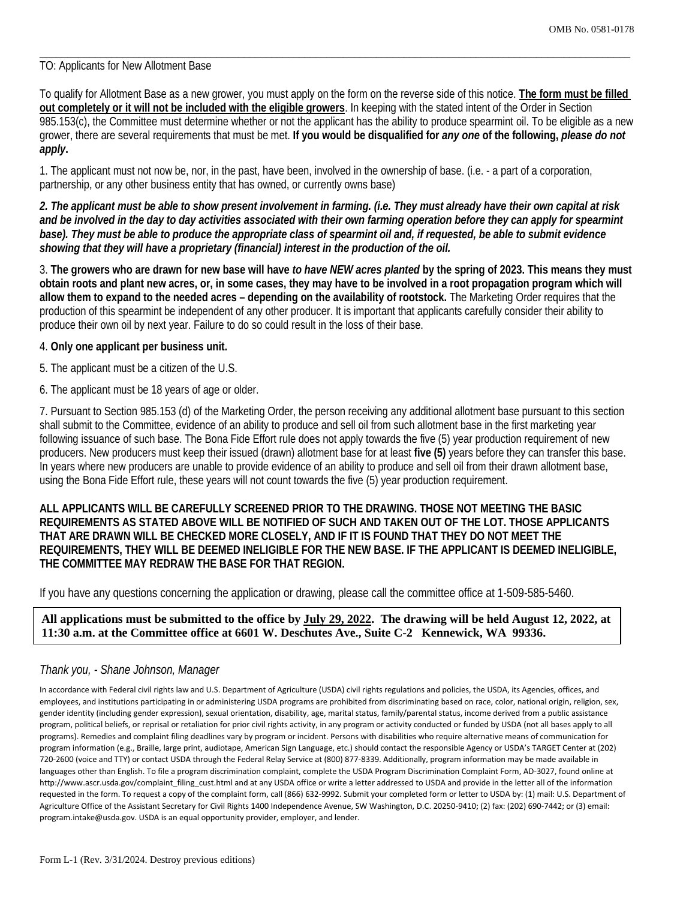OMB No. 0581-0178

TO: Applicants for New Allotment Base

To qualify for Allotment Base as a new grower, you must apply on the form on the reverse side of this notice. **The form must be filled out completely or it will not be included with the eligible growers**. In keeping with the stated intent of the Order in Section 985.153(c), the Committee must determine whether or not the applicant has the ability to produce spearmint oil. To be eligible as a new grower, there are several requirements that must be met. **If you would be disqualified for *any one* of the following, *please do not apply*.**

1. The applicant must not now be, nor, in the past, have been, involved in the ownership of base. (i.e. - a part of a corporation, partnership, or any other business entity that has owned, or currently owns base)

***2. The applicant must be able to show present involvement in farming. (i.e. They must already have their own capital at risk and be involved in the day to day activities associated with their own farming operation before they can apply for spearmint base). They must be able to produce the appropriate class of spearmint oil and, if requested, be able to submit evidence showing that they will have a proprietary (financial) interest in the production of the oil.***

3. **The growers who are drawn for new base will have *to have NEW acres planted* by the spring of 2023. This means they must obtain roots and plant new acres, or, in some cases, they may have to be involved in a root propagation program which will allow them to expand to the needed acres – depending on the availability of rootstock.** The Marketing Order requires that the production of this spearmint be independent of any other producer. It is important that applicants carefully consider their ability to produce their own oil by next year. Failure to do so could result in the loss of their base.

4. **Only one applicant per business unit.**

5. The applicant must be a citizen of the U.S.

6. The applicant must be 18 years of age or older.

7. Pursuant to Section 985.153 (d) of the Marketing Order, the person receiving any additional allotment base pursuant to this section shall submit to the Committee, evidence of an ability to produce and sell oil from such allotment base in the first marketing year following issuance of such base. The Bona Fide Effort rule does not apply towards the five (5) year production requirement of new producers. New producers must keep their issued (drawn) allotment base for at least **five (5)** years before they can transfer this base. In years where new producers are unable to provide evidence of an ability to produce and sell oil from their drawn allotment base, using the Bona Fide Effort rule, these years will not count towards the five (5) year production requirement.

**ALL APPLICANTS WILL BE CAREFULLY SCREENED PRIOR TO THE DRAWING. THOSE NOT MEETING THE BASIC REQUIREMENTS AS STATED ABOVE WILL BE NOTIFIED OF SUCH AND TAKEN OUT OF THE LOT. THOSE APPLICANTS THAT ARE DRAWN WILL BE CHECKED MORE CLOSELY, AND IF IT IS FOUND THAT THEY DO NOT MEET THE REQUIREMENTS, THEY WILL BE DEEMED INELIGIBLE FOR THE NEW BASE. IF THE APPLICANT IS DEEMED INELIGIBLE, THE COMMITTEE MAY REDRAW THE BASE FOR THAT REGION.**

If you have any questions concerning the application or drawing, please call the committee office at 1-509-585-5460.

**All applications must be submitted to the office by <u>July 29, 2022</u>. The drawing will be held August 12, 2022, at 11:30 a.m. at the Committee office at 6601 W. Deschutes Ave., Suite C-2 Kennewick, WA 99336.**

*Thank you, - Shane Johnson, Manager*

In accordance with Federal civil rights law and U.S. Department of Agriculture (USDA) civil rights regulations and policies, the USDA, its Agencies, offices, and employees, and institutions participating in or administering USDA programs are prohibited from discriminating based on race, color, national origin, religion, sex, gender identity (including gender expression), sexual orientation, disability, age, marital status, family/parental status, income derived from a public assistance program, political beliefs, or reprisal or retaliation for prior civil rights activity, in any program or activity conducted or funded by USDA (not all bases apply to all programs). Remedies and complaint filing deadlines vary by program or incident. Persons with disabilities who require alternative means of communication for program information (e.g., Braille, large print, audiotape, American Sign Language, etc.) should contact the responsible Agency or USDA's TARGET Center at (202) 720-2600 (voice and TTY) or contact USDA through the Federal Relay Service at (800) 877-8339. Additionally, program information may be made available in languages other than English. To file a program discrimination complaint, complete the USDA Program Discrimination Complaint Form, AD-3027, found online at http://www.ascr.usda.gov/complaint_filing_cust.html and at any USDA office or write a letter addressed to USDA and provide in the letter all of the information requested in the form. To request a copy of the complaint form, call (866) 632-9992. Submit your completed form or letter to USDA by: (1) mail: U.S. Department of Agriculture Office of the Assistant Secretary for Civil Rights 1400 Independence Avenue, SW Washington, D.C. 20250-9410; (2) fax: (202) 690-7442; or (3) email: program.intake@usda.gov. USDA is an equal opportunity provider, employer, and lender.

Form L-1 (Rev. 3/31/2024. Destroy previous editions)